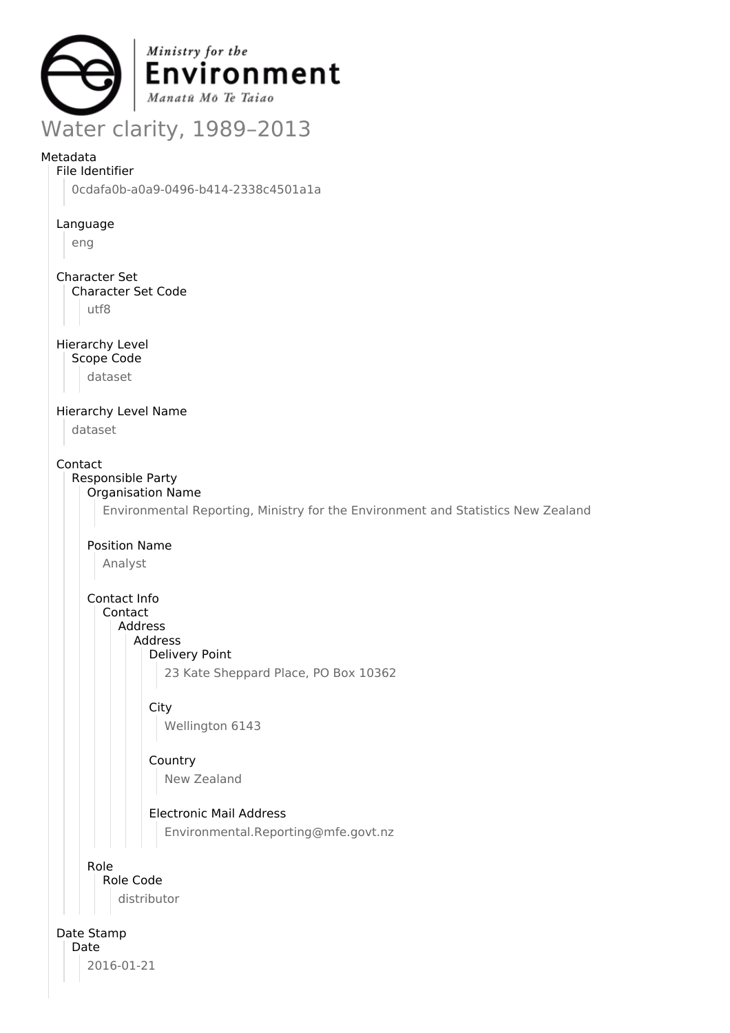# Water clarity, 1989–2013

Metadata

- File Identifier
  - 0cdafa0b-a0a9-0496-b414-2338c4501a1a
- Language
  - eng
- Character Set
  - Character Set Code
    - utf8
- Hierarchy Level
  - Scope Code
    - dataset
- Hierarchy Level Name
  - dataset
- Contact
  - Responsible Party
    - Organisation Name
      - Environmental Reporting, Ministry for the Environment and Statistics New Zealand
    - Position Name
      - Analyst
    - Contact Info
      - Contact
        - Address
          - Address
            - Delivery Point
              - 23 Kate Sheppard Place, PO Box 10362
            - City
              - Wellington 6143
            - Country
              - New Zealand
            - Electronic Mail Address
              - Environmental.Reporting@mfe.govt.nz
    - Role
      - Role Code
        - distributor
- Date Stamp
  - Date
    - 2016-01-21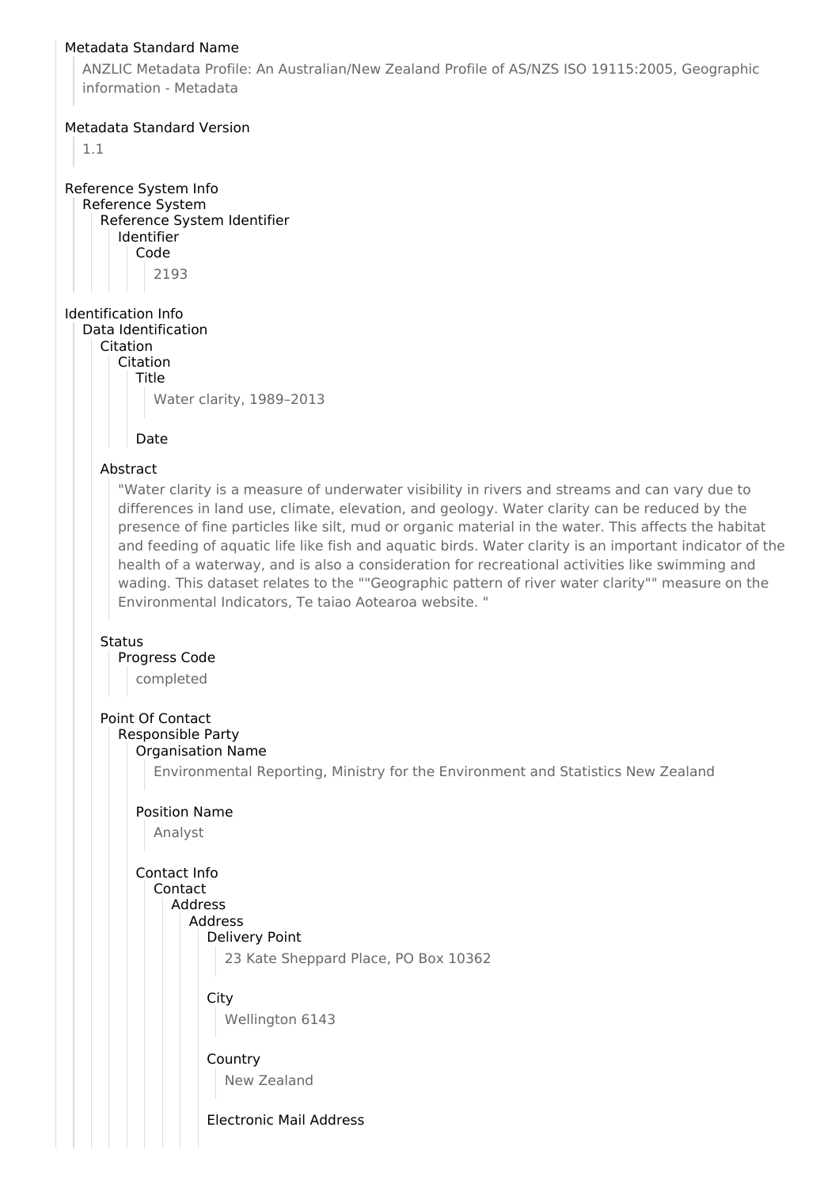Metadata Standard Name

ANZLIC Metadata Profile: An Australian/New Zealand Profile of AS/NZS ISO 19115:2005, Geographic information - Metadata

Metadata Standard Version

1.1

Reference System Info
- Reference System
  - Reference System Identifier
    - Identifier
      - Code

        2193

Identification Info
- Data Identification
  - Citation
    - Citation
      - Title

        Water clarity, 1989–2013

      - Date
  - Abstract

    "Water clarity is a measure of underwater visibility in rivers and streams and can vary due to differences in land use, climate, elevation, and geology. Water clarity can be reduced by the presence of fine particles like silt, mud or organic material in the water. This affects the habitat and feeding of aquatic life like fish and aquatic birds. Water clarity is an important indicator of the health of a waterway, and is also a consideration for recreational activities like swimming and wading. This dataset relates to the ""Geographic pattern of river water clarity"" measure on the Environmental Indicators, Te taiao Aotearoa website. "

  - Status
    - Progress Code

      completed

  - Point Of Contact
    - Responsible Party
      - Organisation Name

        Environmental Reporting, Ministry for the Environment and Statistics New Zealand

      - Position Name

        Analyst

      - Contact Info
        - Contact
          - Address
            - Address
              - Delivery Point

                23 Kate Sheppard Place, PO Box 10362

              - City

                Wellington 6143

              - Country

                New Zealand

              - Electronic Mail Address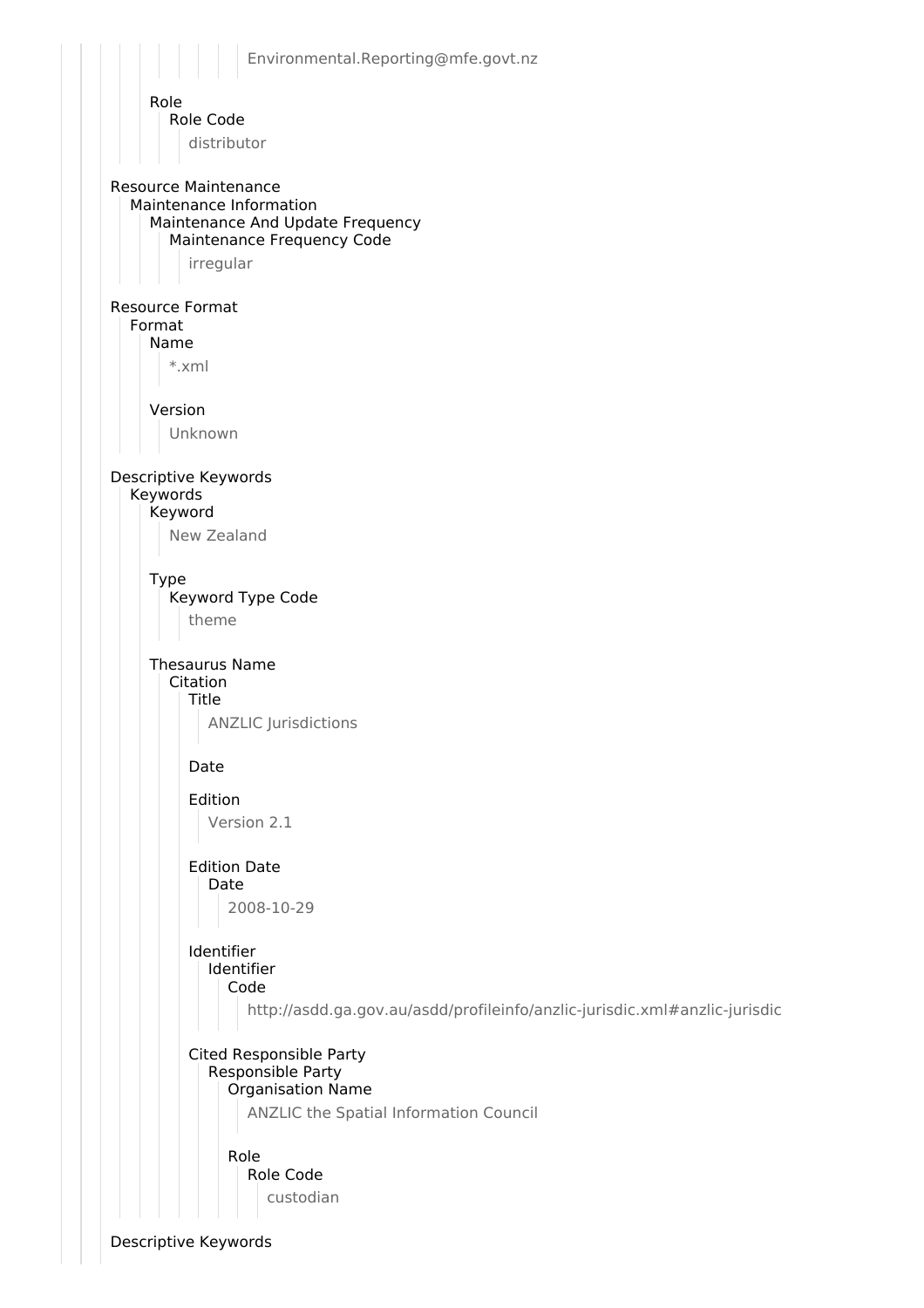Environmental.Reporting@mfe.govt.nz

Role
- Role Code
  - distributor

Resource Maintenance
- Maintenance Information
  - Maintenance And Update Frequency
    - Maintenance Frequency Code
      - irregular

Resource Format
- Format
  - Name
    - *.xml
  - Version
    - Unknown

Descriptive Keywords
- Keywords
  - Keyword
    - New Zealand
  - Type
    - Keyword Type Code
      - theme
  - Thesaurus Name
    - Citation
      - Title
        - ANZLIC Jurisdictions
      - Date
      - Edition
        - Version 2.1
      - Edition Date
        - Date
          - 2008-10-29
      - Identifier
        - Identifier
          - Code
            - http://asdd.ga.gov.au/asdd/profileinfo/anzlic-jurisdic.xml#anzlic-jurisdic
      - Cited Responsible Party
        - Responsible Party
          - Organisation Name
            - ANZLIC the Spatial Information Council
          - Role
            - Role Code
              - custodian

Descriptive Keywords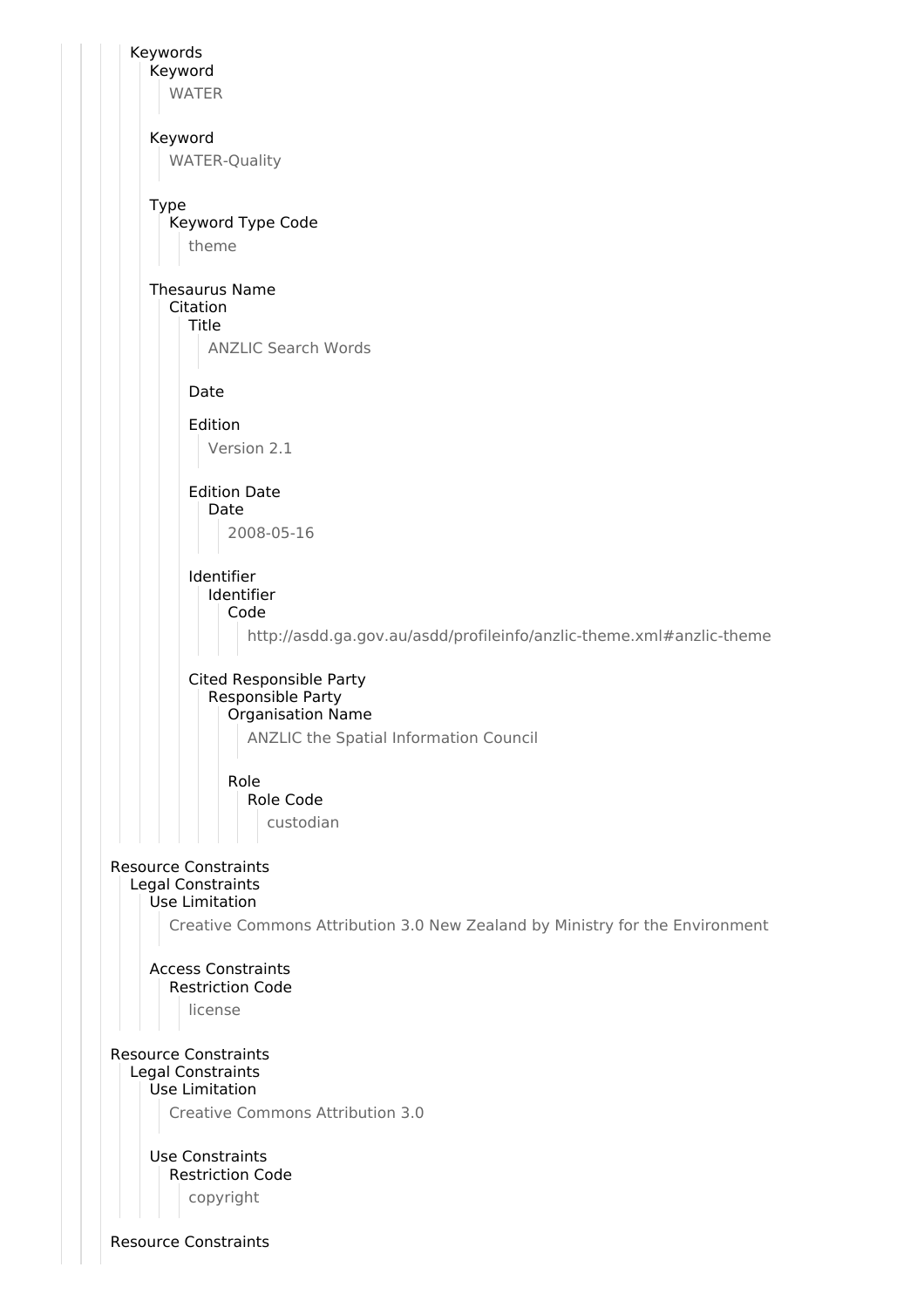Keywords
  Keyword
    WATER

  Keyword
    WATER-Quality

  Type
    Keyword Type Code
      theme

  Thesaurus Name
    Citation
      Title
        ANZLIC Search Words

      Date

      Edition
        Version 2.1

      Edition Date
        Date
          2008-05-16

      Identifier
        Identifier
          Code
            http://asdd.ga.gov.au/asdd/profileinfo/anzlic-theme.xml#anzlic-theme

      Cited Responsible Party
        Responsible Party
          Organisation Name
            ANZLIC the Spatial Information Council

          Role
            Role Code
              custodian

Resource Constraints
  Legal Constraints
    Use Limitation
      Creative Commons Attribution 3.0 New Zealand by Ministry for the Environment

    Access Constraints
      Restriction Code
        license

Resource Constraints
  Legal Constraints
    Use Limitation
      Creative Commons Attribution 3.0

    Use Constraints
      Restriction Code
        copyright

Resource Constraints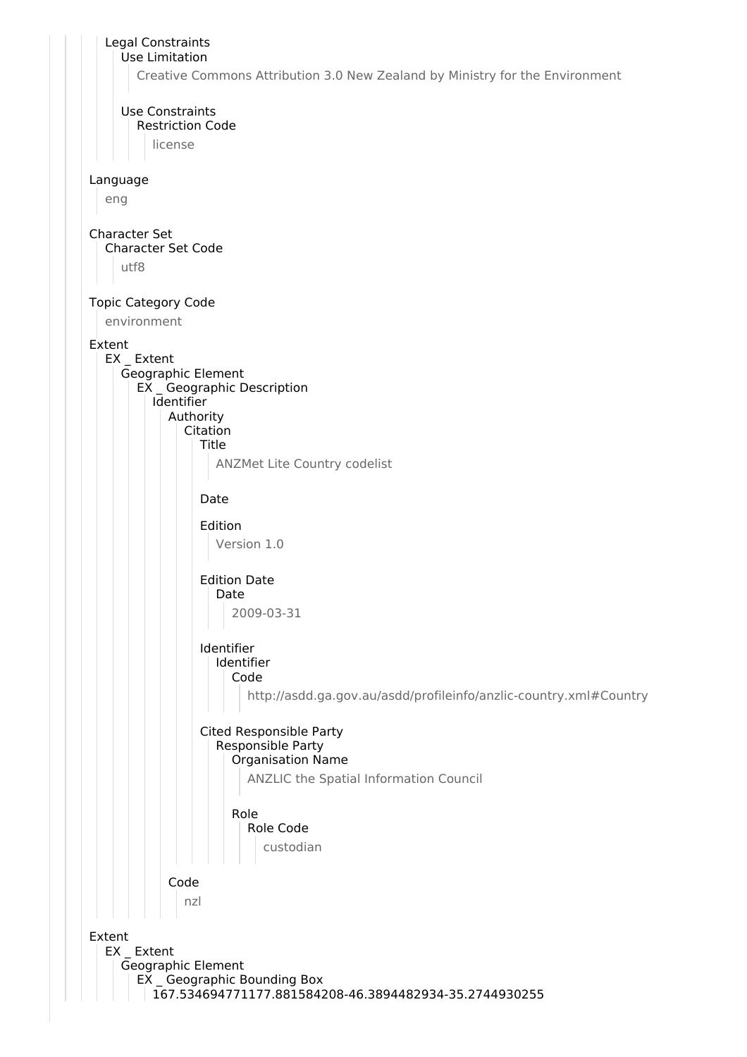Legal Constraints
  Use Limitation
    Creative Commons Attribution 3.0 New Zealand by Ministry for the Environment

  Use Constraints
    Restriction Code
      license

Language
  eng

Character Set
  Character Set Code
    utf8

Topic Category Code
  environment

Extent
  EX _ Extent
    Geographic Element
      EX _ Geographic Description
        Identifier
          Authority
            Citation
              Title
                ANZMet Lite Country codelist

              Date

              Edition
                Version 1.0

              Edition Date
                Date
                  2009-03-31

              Identifier
                Identifier
                  Code
                    http://asdd.ga.gov.au/asdd/profileinfo/anzlic-country.xml#Country

              Cited Responsible Party
                Responsible Party
                  Organisation Name
                    ANZLIC the Spatial Information Council

                  Role
                    Role Code
                      custodian

          Code
            nzl

Extent
  EX _ Extent
    Geographic Element
      EX _ Geographic Bounding Box
        167.534694771177.881584208-46.3894482934-35.2744930255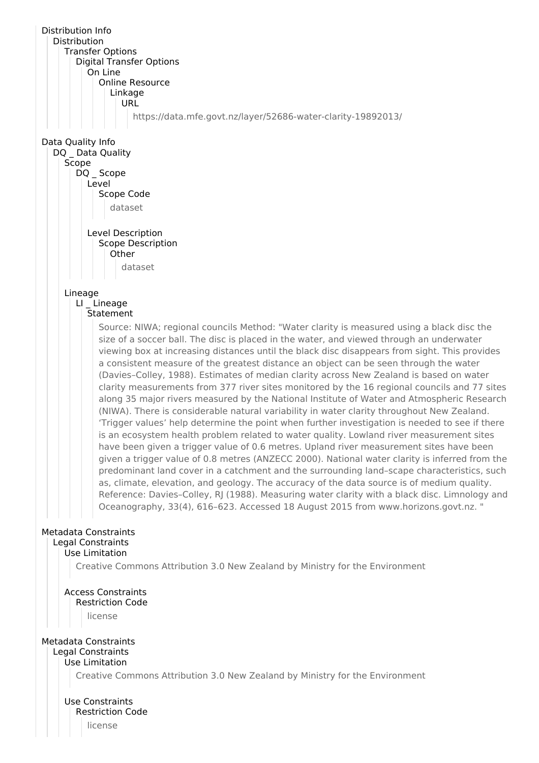Distribution Info
- Distribution
  - Transfer Options
    - Digital Transfer Options
      - On Line
        - Online Resource
          - Linkage
            - URL
              - https://data.mfe.govt.nz/layer/52686-water-clarity-19892013/

Data Quality Info
- DQ _ Data Quality
  - Scope
    - DQ _ Scope
      - Level
        - Scope Code
          - dataset
      - Level Description
        - Scope Description
          - Other
            - dataset
  - Lineage
    - LI _ Lineage
      - Statement
        - Source: NIWA; regional councils Method: "Water clarity is measured using a black disc the size of a soccer ball. The disc is placed in the water, and viewed through an underwater viewing box at increasing distances until the black disc disappears from sight. This provides a consistent measure of the greatest distance an object can be seen through the water (Davies–Colley, 1988). Estimates of median clarity across New Zealand is based on water clarity measurements from 377 river sites monitored by the 16 regional councils and 77 sites along 35 major rivers measured by the National Institute of Water and Atmospheric Research (NIWA). There is considerable natural variability in water clarity throughout New Zealand. 'Trigger values' help determine the point when further investigation is needed to see if there is an ecosystem health problem related to water quality. Lowland river measurement sites have been given a trigger value of 0.6 metres. Upland river measurement sites have been given a trigger value of 0.8 metres (ANZECC 2000). National water clarity is inferred from the predominant land cover in a catchment and the surrounding land–scape characteristics, such as, climate, elevation, and geology. The accuracy of the data source is of medium quality. Reference: Davies–Colley, RJ (1988). Measuring water clarity with a black disc. Limnology and Oceanography, 33(4), 616–623. Accessed 18 August 2015 from www.horizons.govt.nz. "

Metadata Constraints
- Legal Constraints
  - Use Limitation
    - Creative Commons Attribution 3.0 New Zealand by Ministry for the Environment
  - Access Constraints
    - Restriction Code
      - license

Metadata Constraints
- Legal Constraints
  - Use Limitation
    - Creative Commons Attribution 3.0 New Zealand by Ministry for the Environment
  - Use Constraints
    - Restriction Code
      - license